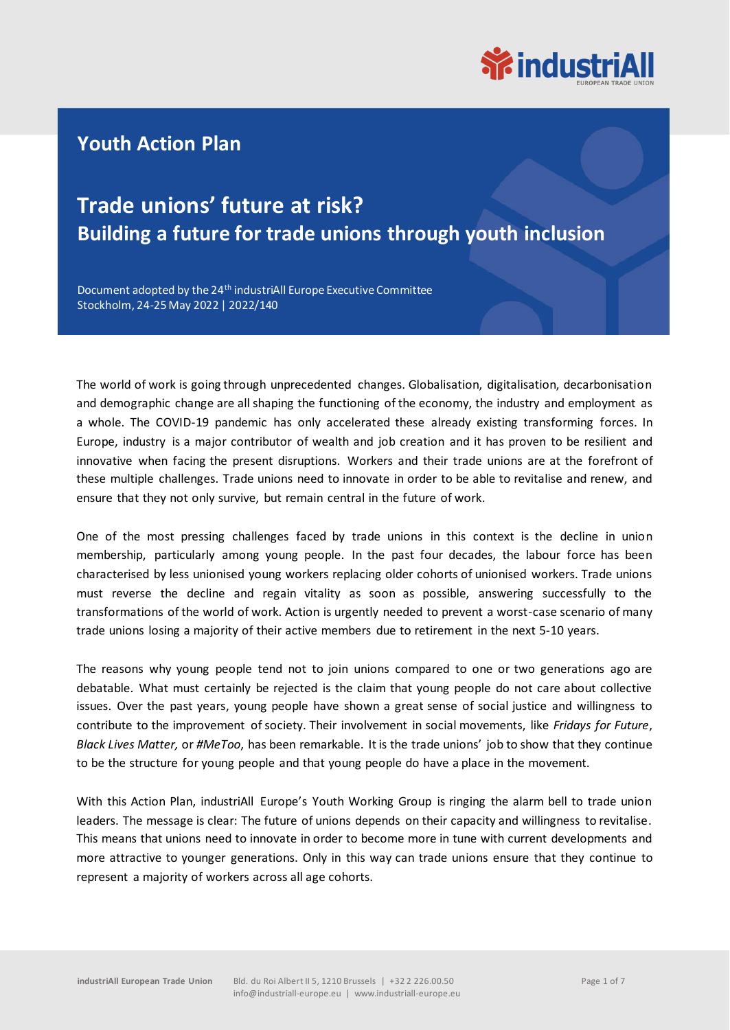# Youth Action Plan

## Trade unions' future at risk? Building a future for trade unions through youth inclusion

Document adopted by the 24th industriAll Europe Executive Committee
Stockholm, 24-25 May 2022 | 2022/140

The world of work is going through unprecedented changes. Globalisation, digitalisation, decarbonisation and demographic change are all shaping the functioning of the economy, the industry and employment as a whole. The COVID-19 pandemic has only accelerated these already existing transforming forces. In Europe, industry is a major contributor of wealth and job creation and it has proven to be resilient and innovative when facing the present disruptions. Workers and their trade unions are at the forefront of these multiple challenges. Trade unions need to innovate in order to be able to revitalise and renew, and ensure that they not only survive, but remain central in the future of work.

One of the most pressing challenges faced by trade unions in this context is the decline in union membership, particularly among young people. In the past four decades, the labour force has been characterised by less unionised young workers replacing older cohorts of unionised workers. Trade unions must reverse the decline and regain vitality as soon as possible, answering successfully to the transformations of the world of work. Action is urgently needed to prevent a worst-case scenario of many trade unions losing a majority of their active members due to retirement in the next 5-10 years.

The reasons why young people tend not to join unions compared to one or two generations ago are debatable. What must certainly be rejected is the claim that young people do not care about collective issues. Over the past years, young people have shown a great sense of social justice and willingness to contribute to the improvement of society. Their involvement in social movements, like *Fridays for Future*, *Black Lives Matter,* or *#MeToo*, has been remarkable. It is the trade unions' job to show that they continue to be the structure for young people and that young people do have a place in the movement.

With this Action Plan, industriAll Europe's Youth Working Group is ringing the alarm bell to trade union leaders. The message is clear: The future of unions depends on their capacity and willingness to revitalise. This means that unions need to innovate in order to become more in tune with current developments and more attractive to younger generations. Only in this way can trade unions ensure that they continue to represent a majority of workers across all age cohorts.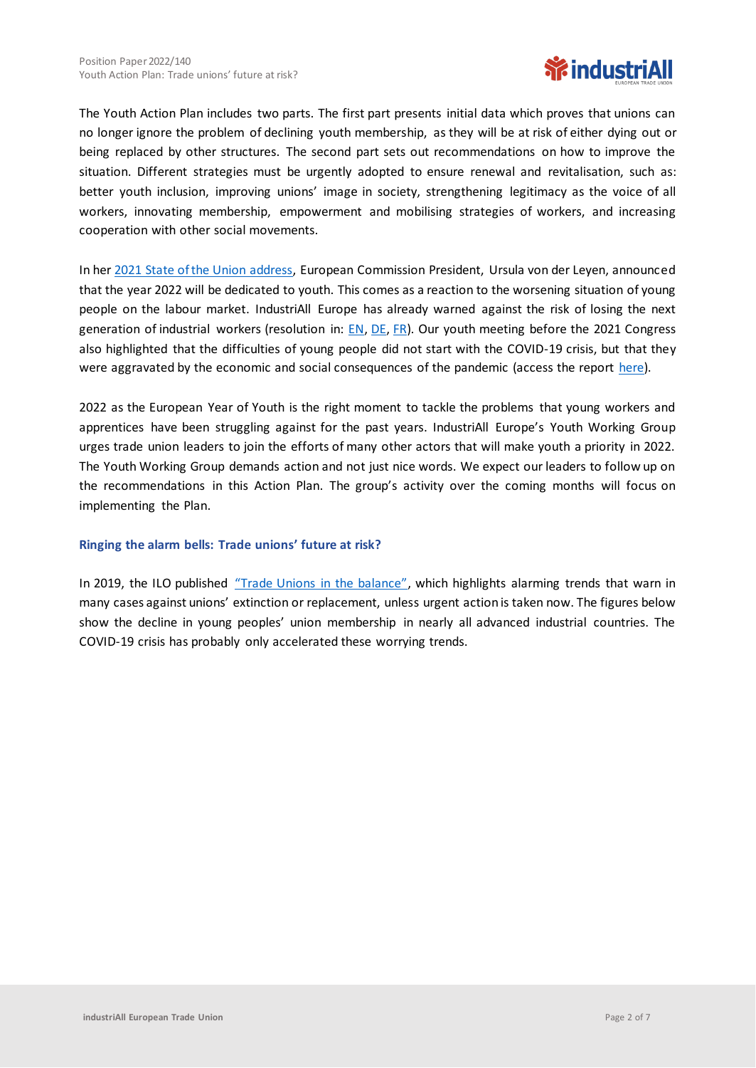The Youth Action Plan includes two parts. The first part presents initial data which proves that unions can no longer ignore the problem of declining youth membership, as they will be at risk of either dying out or being replaced by other structures. The second part sets out recommendations on how to improve the situation. Different strategies must be urgently adopted to ensure renewal and revitalisation, such as: better youth inclusion, improving unions' image in society, strengthening legitimacy as the voice of all workers, innovating membership, empowerment and mobilising strategies of workers, and increasing cooperation with other social movements.

In her 2021 State of the Union address, European Commission President, Ursula von der Leyen, announced that the year 2022 will be dedicated to youth. This comes as a reaction to the worsening situation of young people on the labour market. IndustriAll Europe has already warned against the risk of losing the next generation of industrial workers (resolution in: EN, DE, FR). Our youth meeting before the 2021 Congress also highlighted that the difficulties of young people did not start with the COVID-19 crisis, but that they were aggravated by the economic and social consequences of the pandemic (access the report here).

2022 as the European Year of Youth is the right moment to tackle the problems that young workers and apprentices have been struggling against for the past years. IndustriAll Europe's Youth Working Group urges trade union leaders to join the efforts of many other actors that will make youth a priority in 2022. The Youth Working Group demands action and not just nice words. We expect our leaders to follow up on the recommendations in this Action Plan. The group's activity over the coming months will focus on implementing the Plan.

### Ringing the alarm bells: Trade unions' future at risk?

In 2019, the ILO published "Trade Unions in the balance", which highlights alarming trends that warn in many cases against unions' extinction or replacement, unless urgent action is taken now. The figures below show the decline in young peoples' union membership in nearly all advanced industrial countries. The COVID-19 crisis has probably only accelerated these worrying trends.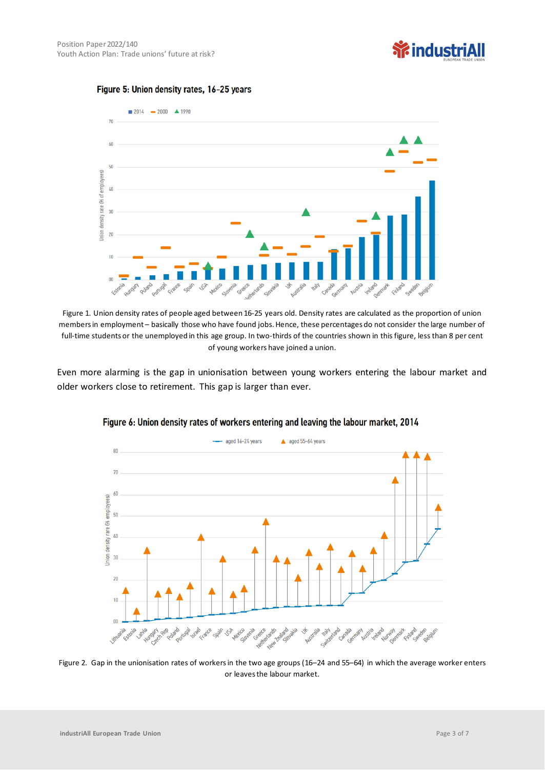**Figure 5: Union density rates, 16-25 years**

Figure 1. Union density rates of people aged between 16-25 years old. Density rates are calculated as the proportion of union members in employment – basically those who have found jobs. Hence, these percentages do not consider the large number of full-time students or the unemployed in this age group. In two-thirds of the countries shown in this figure, less than 8 per cent of young workers have joined a union.

Even more alarming is the gap in unionisation between young workers entering the labour market and older workers close to retirement. This gap is larger than ever.

**Figure 6: Union density rates of workers entering and leaving the labour market, 2014**

Figure 2. Gap in the unionisation rates of workers in the two age groups (16–24 and 55–64) in which the average worker enters or leaves the labour market.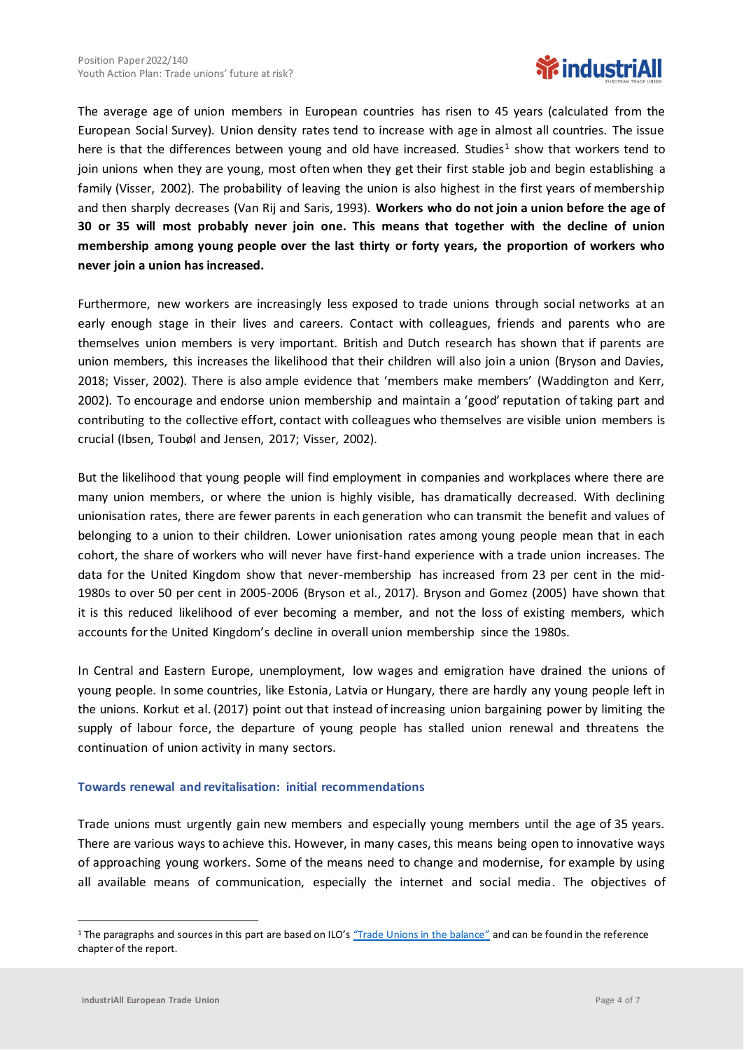The average age of union members in European countries has risen to 45 years (calculated from the European Social Survey). Union density rates tend to increase with age in almost all countries. The issue here is that the differences between young and old have increased. Studies[1] show that workers tend to join unions when they are young, most often when they get their first stable job and begin establishing a family (Visser, 2002). The probability of leaving the union is also highest in the first years of membership and then sharply decreases (Van Rij and Saris, 1993). **Workers who do not join a union before the age of 30 or 35 will most probably never join one. This means that together with the decline of union membership among young people over the last thirty or forty years, the proportion of workers who never join a union has increased.**

Furthermore, new workers are increasingly less exposed to trade unions through social networks at an early enough stage in their lives and careers. Contact with colleagues, friends and parents who are themselves union members is very important. British and Dutch research has shown that if parents are union members, this increases the likelihood that their children will also join a union (Bryson and Davies, 2018; Visser, 2002). There is also ample evidence that 'members make members' (Waddington and Kerr, 2002). To encourage and endorse union membership and maintain a 'good' reputation of taking part and contributing to the collective effort, contact with colleagues who themselves are visible union members is crucial (Ibsen, Toubøl and Jensen, 2017; Visser, 2002).

But the likelihood that young people will find employment in companies and workplaces where there are many union members, or where the union is highly visible, has dramatically decreased. With declining unionisation rates, there are fewer parents in each generation who can transmit the benefit and values of belonging to a union to their children. Lower unionisation rates among young people mean that in each cohort, the share of workers who will never have first-hand experience with a trade union increases. The data for the United Kingdom show that never-membership has increased from 23 per cent in the mid-1980s to over 50 per cent in 2005-2006 (Bryson et al., 2017). Bryson and Gomez (2005) have shown that it is this reduced likelihood of ever becoming a member, and not the loss of existing members, which accounts for the United Kingdom's decline in overall union membership since the 1980s.

In Central and Eastern Europe, unemployment, low wages and emigration have drained the unions of young people. In some countries, like Estonia, Latvia or Hungary, there are hardly any young people left in the unions. Korkut et al. (2017) point out that instead of increasing union bargaining power by limiting the supply of labour force, the departure of young people has stalled union renewal and threatens the continuation of union activity in many sectors.

### Towards renewal and revitalisation: initial recommendations

Trade unions must urgently gain new members and especially young members until the age of 35 years. There are various ways to achieve this. However, in many cases, this means being open to innovative ways of approaching young workers. Some of the means need to change and modernise, for example by using all available means of communication, especially the internet and social media. The objectives of

---

[1] The paragraphs and sources in this part are based on ILO's ["Trade Unions in the balance"](#) and can be found in the reference chapter of the report.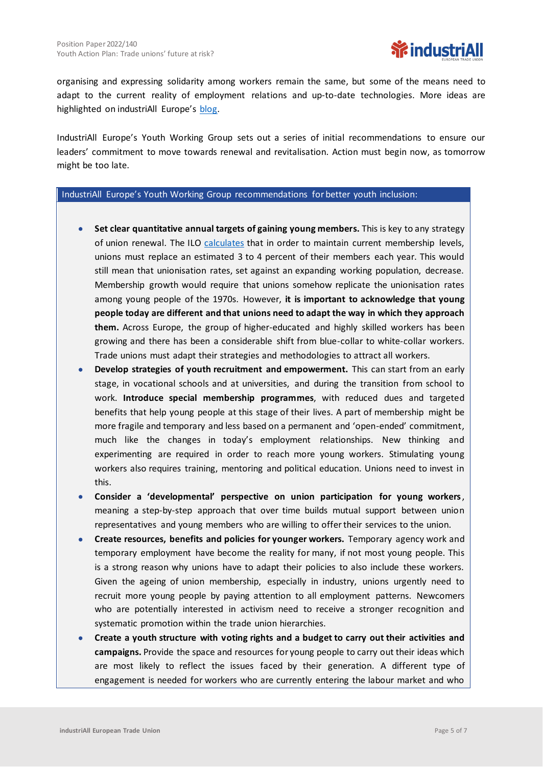organising and expressing solidarity among workers remain the same, but some of the means need to adapt to the current reality of employment relations and up-to-date technologies. More ideas are highlighted on industriAll Europe's blog.

IndustriAll Europe's Youth Working Group sets out a series of initial recommendations to ensure our leaders' commitment to move towards renewal and revitalisation. Action must begin now, as tomorrow might be too late.

**IndustriAll Europe's Youth Working Group recommendations for better youth inclusion:**

- **Set clear quantitative annual targets of gaining young members.** This is key to any strategy of union renewal. The ILO calculates that in order to maintain current membership levels, unions must replace an estimated 3 to 4 percent of their members each year. This would still mean that unionisation rates, set against an expanding working population, decrease. Membership growth would require that unions somehow replicate the unionisation rates among young people of the 1970s. However, **it is important to acknowledge that young people today are different and that unions need to adapt the way in which they approach them.** Across Europe, the group of higher-educated and highly skilled workers has been growing and there has been a considerable shift from blue-collar to white-collar workers. Trade unions must adapt their strategies and methodologies to attract all workers.
- **Develop strategies of youth recruitment and empowerment.** This can start from an early stage, in vocational schools and at universities, and during the transition from school to work. **Introduce special membership programmes**, with reduced dues and targeted benefits that help young people at this stage of their lives. A part of membership might be more fragile and temporary and less based on a permanent and 'open-ended' commitment, much like the changes in today's employment relationships. New thinking and experimenting are required in order to reach more young workers. Stimulating young workers also requires training, mentoring and political education. Unions need to invest in this.
- **Consider a 'developmental' perspective on union participation for young workers**, meaning a step-by-step approach that over time builds mutual support between union representatives and young members who are willing to offer their services to the union.
- **Create resources, benefits and policies for younger workers.** Temporary agency work and temporary employment have become the reality for many, if not most young people. This is a strong reason why unions have to adapt their policies to also include these workers. Given the ageing of union membership, especially in industry, unions urgently need to recruit more young people by paying attention to all employment patterns. Newcomers who are potentially interested in activism need to receive a stronger recognition and systematic promotion within the trade union hierarchies.
- **Create a youth structure with voting rights and a budget to carry out their activities and campaigns.** Provide the space and resources for young people to carry out their ideas which are most likely to reflect the issues faced by their generation. A different type of engagement is needed for workers who are currently entering the labour market and who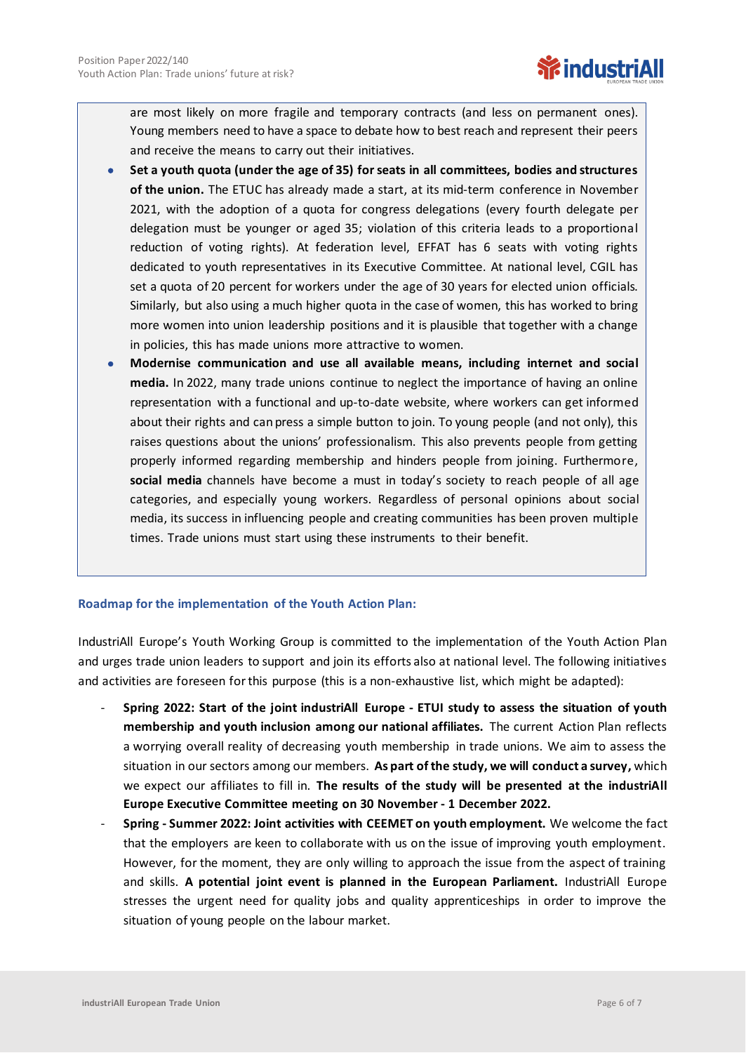are most likely on more fragile and temporary contracts (and less on permanent ones). Young members need to have a space to debate how to best reach and represent their peers and receive the means to carry out their initiatives.

- **Set a youth quota (under the age of 35) for seats in all committees, bodies and structures of the union.** The ETUC has already made a start, at its mid-term conference in November 2021, with the adoption of a quota for congress delegations (every fourth delegate per delegation must be younger or aged 35; violation of this criteria leads to a proportional reduction of voting rights). At federation level, EFFAT has 6 seats with voting rights dedicated to youth representatives in its Executive Committee. At national level, CGIL has set a quota of 20 percent for workers under the age of 30 years for elected union officials. Similarly, but also using a much higher quota in the case of women, this has worked to bring more women into union leadership positions and it is plausible that together with a change in policies, this has made unions more attractive to women.
- **Modernise communication and use all available means, including internet and social media.** In 2022, many trade unions continue to neglect the importance of having an online representation with a functional and up-to-date website, where workers can get informed about their rights and can press a simple button to join. To young people (and not only), this raises questions about the unions' professionalism. This also prevents people from getting properly informed regarding membership and hinders people from joining. Furthermore, **social media** channels have become a must in today's society to reach people of all age categories, and especially young workers. Regardless of personal opinions about social media, its success in influencing people and creating communities has been proven multiple times. Trade unions must start using these instruments to their benefit.

## Roadmap for the implementation of the Youth Action Plan:

IndustriAll Europe's Youth Working Group is committed to the implementation of the Youth Action Plan and urges trade union leaders to support and join its efforts also at national level. The following initiatives and activities are foreseen for this purpose (this is a non-exhaustive list, which might be adapted):

- **Spring 2022: Start of the joint industriAll Europe - ETUI study to assess the situation of youth membership and youth inclusion among our national affiliates.** The current Action Plan reflects a worrying overall reality of decreasing youth membership in trade unions. We aim to assess the situation in our sectors among our members. **As part of the study, we will conduct a survey,** which we expect our affiliates to fill in. **The results of the study will be presented at the industriAll Europe Executive Committee meeting on 30 November - 1 December 2022.**
- **Spring - Summer 2022: Joint activities with CEEMET on youth employment.** We welcome the fact that the employers are keen to collaborate with us on the issue of improving youth employment. However, for the moment, they are only willing to approach the issue from the aspect of training and skills. **A potential joint event is planned in the European Parliament.** IndustriAll Europe stresses the urgent need for quality jobs and quality apprenticeships in order to improve the situation of young people on the labour market.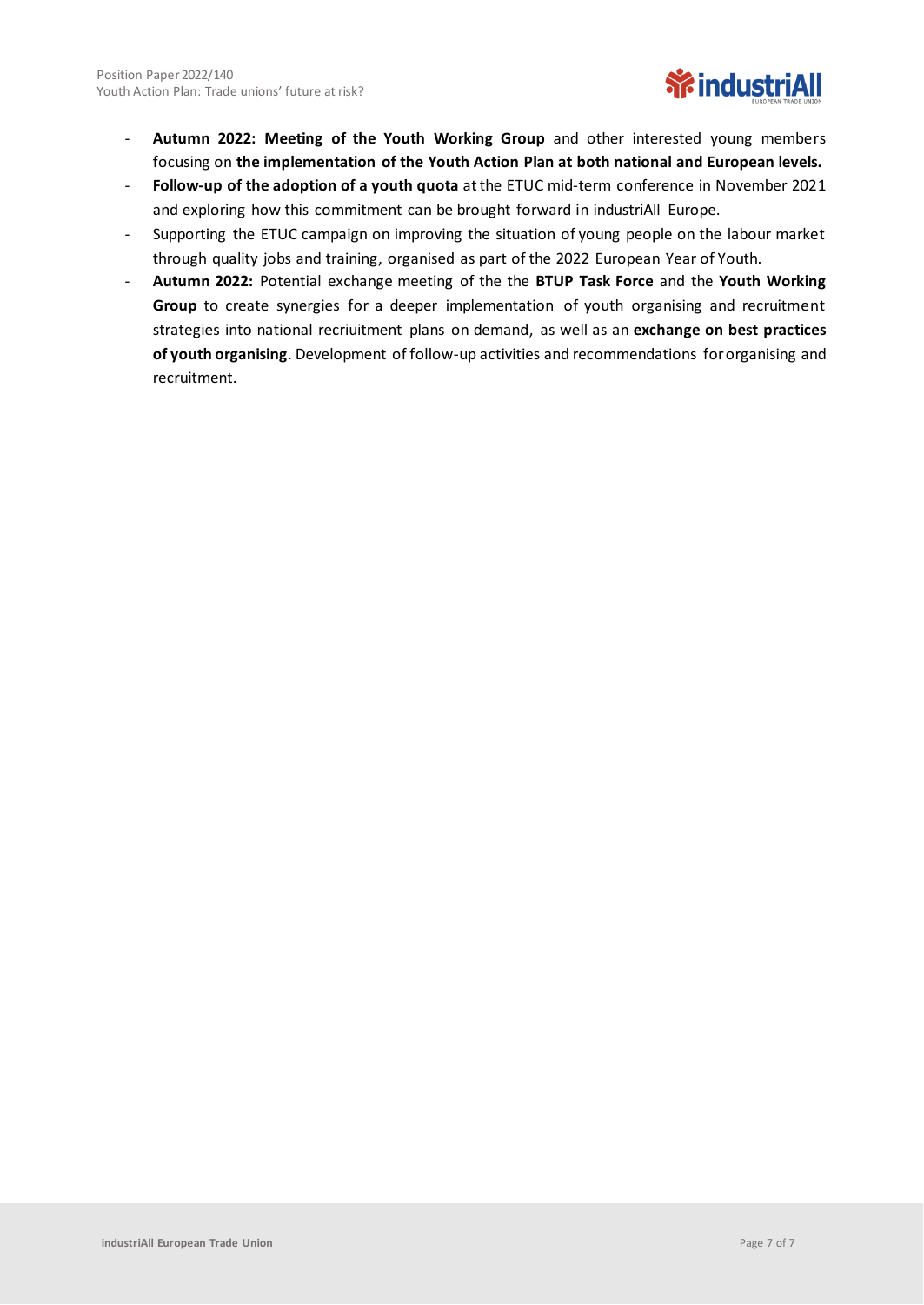- **Autumn 2022: Meeting of the Youth Working Group** and other interested young members focusing on **the implementation of the Youth Action Plan at both national and European levels.**
- **Follow-up of the adoption of a youth quota** at the ETUC mid-term conference in November 2021 and exploring how this commitment can be brought forward in industriAll Europe.
- Supporting the ETUC campaign on improving the situation of young people on the labour market through quality jobs and training, organised as part of the 2022 European Year of Youth.
- **Autumn 2022:** Potential exchange meeting of the the **BTUP Task Force** and the **Youth Working Group** to create synergies for a deeper implementation of youth organising and recruitment strategies into national recriuitment plans on demand, as well as an **exchange on best practices of youth organising**. Development of follow-up activities and recommendations for organising and recruitment.